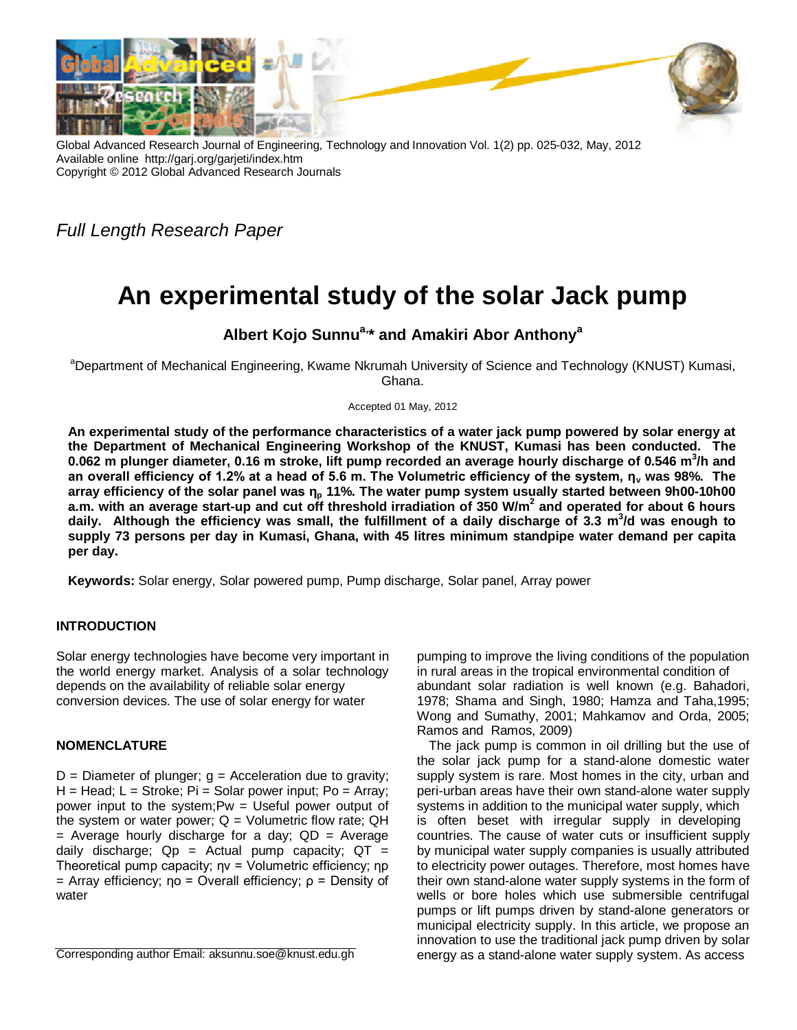*Full Length Research Paper*

# An experimental study of the solar Jack pump

**Albert Kojo Sunnu[a,*] and Amakiri Abor Anthony[a]**

[a]Department of Mechanical Engineering, Kwame Nkrumah University of Science and Technology (KNUST) Kumasi, Ghana.

Accepted 01 May, 2012

**An experimental study of the performance characteristics of a water jack pump powered by solar energy at the Department of Mechanical Engineering Workshop of the KNUST, Kumasi has been conducted. The 0.062 m plunger diameter, 0.16 m stroke, lift pump recorded an average hourly discharge of 0.546 $m^3$/h and an overall efficiency of 1.2% at a head of 5.6 m. The Volumetric efficiency of the system, $\eta_v$ was 98%. The array efficiency of the solar panel was $\eta_p$ 11%. The water pump system usually started between 9h00-10h00 a.m. with an average start-up and cut off threshold irradiation of 350 W/$m^2$ and operated for about 6 hours daily. Although the efficiency was small, the fulfillment of a daily discharge of 3.3 $m^3$/d was enough to supply 73 persons per day in Kumasi, Ghana, with 45 litres minimum standpipe water demand per capita per day.**

**Keywords:** Solar energy, Solar powered pump, Pump discharge, Solar panel, Array power

## INTRODUCTION

Solar energy technologies have become very important in the world energy market. Analysis of a solar technology depends on the availability of reliable solar energy conversion devices. The use of solar energy for water pumping to improve the living conditions of the population in rural areas in the tropical environmental condition of abundant solar radiation is well known (e.g. Bahadori, 1978; Shama and Singh, 1980; Hamza and Taha,1995; Wong and Sumathy, 2001; Mahkamov and Orda, 2005; Ramos and Ramos, 2009)

The jack pump is common in oil drilling but the use of the solar jack pump for a stand-alone domestic water supply system is rare. Most homes in the city, urban and peri-urban areas have their own stand-alone water supply systems in addition to the municipal water supply, which is often beset with irregular supply in developing countries. The cause of water cuts or insufficient supply by municipal water supply companies is usually attributed to electricity power outages. Therefore, most homes have their own stand-alone water supply systems in the form of wells or bore holes which use submersible centrifugal pumps or lift pumps driven by stand-alone generators or municipal electricity supply. In this article, we propose an innovation to use the traditional jack pump driven by solar energy as a stand-alone water supply system. As access

## NOMENCLATURE

D = Diameter of plunger; g = Acceleration due to gravity; H = Head; L = Stroke; Pi = Solar power input; Po = Array; power input to the system;Pw = Useful power output of the system or water power; Q = Volumetric flow rate; QH = Average hourly discharge for a day; QD = Average daily discharge; Qp = Actual pump capacity; QT = Theoretical pump capacity; ηv = Volumetric efficiency; ηp = Array efficiency; ηo = Overall efficiency; ρ = Density of water

Corresponding author Email: aksunnu.soe@knust.edu.gh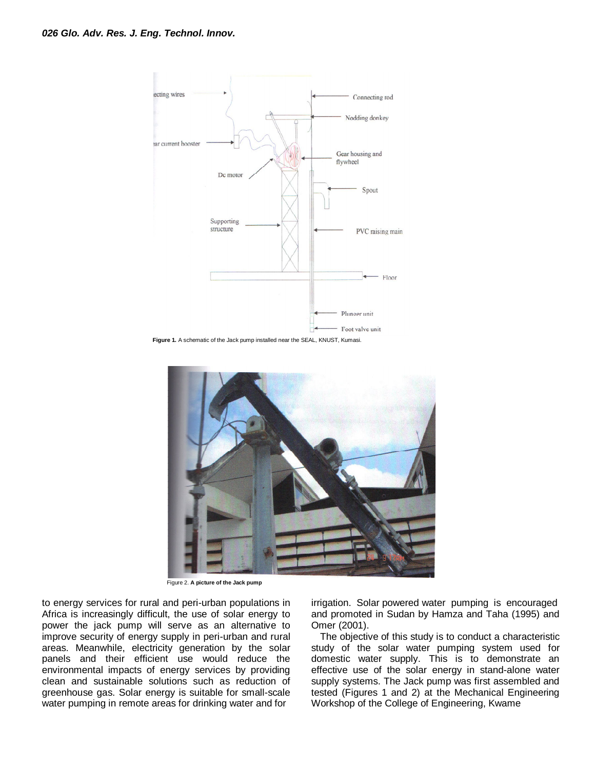Figure 1. A schematic of the Jack pump installed near the SEAL, KNUST, Kumasi.

Figure 2. **A picture of the Jack pump**

to energy services for rural and peri-urban populations in Africa is increasingly difficult, the use of solar energy to power the jack pump will serve as an alternative to improve security of energy supply in peri-urban and rural areas. Meanwhile, electricity generation by the solar panels and their efficient use would reduce the environmental impacts of energy services by providing clean and sustainable solutions such as reduction of greenhouse gas. Solar energy is suitable for small-scale water pumping in remote areas for drinking water and for irrigation. Solar powered water pumping is encouraged and promoted in Sudan by Hamza and Taha (1995) and Omer (2001).

The objective of this study is to conduct a characteristic study of the solar water pumping system used for domestic water supply. This is to demonstrate an effective use of the solar energy in stand-alone water supply systems. The Jack pump was first assembled and tested (Figures 1 and 2) at the Mechanical Engineering Workshop of the College of Engineering, Kwame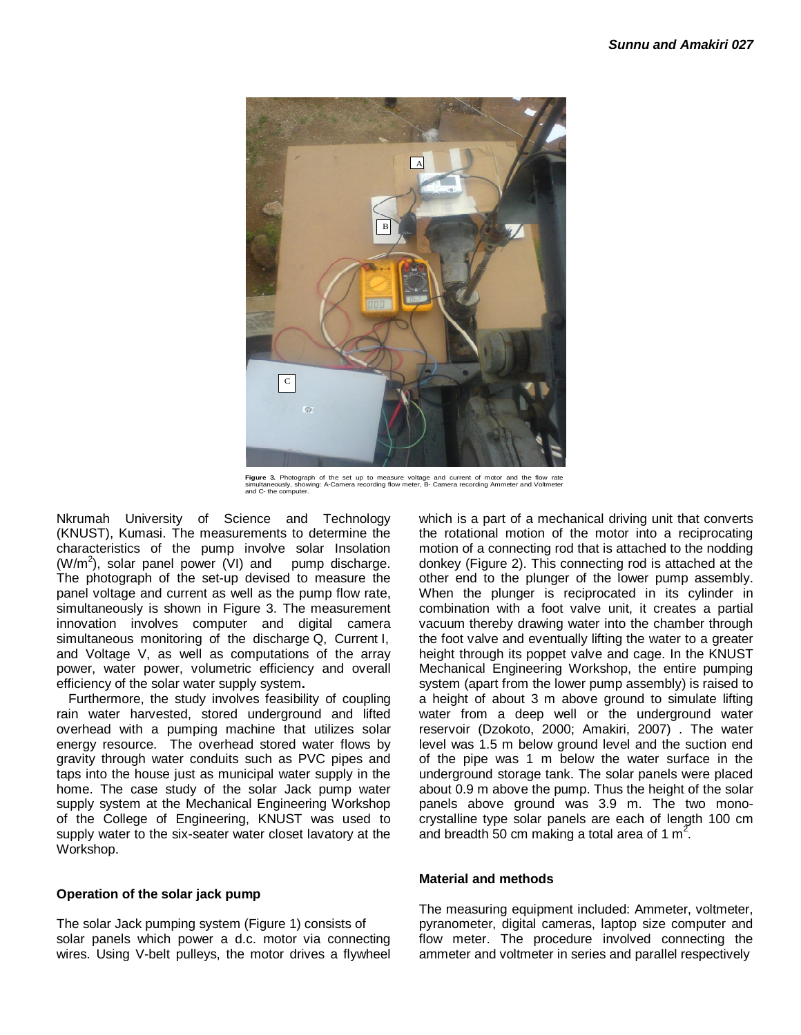Figure 3. Photograph of the set up to measure voltage and current of motor and the flow rate simultaneously, showing: A-Camera recording flow meter, B- Camera recording Ammeter and Voltmeter and C- the computer.

Nkrumah University of Science and Technology (KNUST), Kumasi. The measurements to determine the characteristics of the pump involve solar Insolation ($W/m^2$), solar panel power (VI) and pump discharge. The photograph of the set-up devised to measure the panel voltage and current as well as the pump flow rate, simultaneously is shown in Figure 3. The measurement innovation involves computer and digital camera simultaneous monitoring of the discharge Q, Current I, and Voltage V, as well as computations of the array power, water power, volumetric efficiency and overall efficiency of the solar water supply system.

Furthermore, the study involves feasibility of coupling rain water harvested, stored underground and lifted overhead with a pumping machine that utilizes solar energy resource. The overhead stored water flows by gravity through water conduits such as PVC pipes and taps into the house just as municipal water supply in the home. The case study of the solar Jack pump water supply system at the Mechanical Engineering Workshop of the College of Engineering, KNUST was used to supply water to the six-seater water closet lavatory at the Workshop.

**Operation of the solar jack pump**

The solar Jack pumping system (Figure 1) consists of solar panels which power a d.c. motor via connecting wires. Using V-belt pulleys, the motor drives a flywheel which is a part of a mechanical driving unit that converts the rotational motion of the motor into a reciprocating motion of a connecting rod that is attached to the nodding donkey (Figure 2). This connecting rod is attached at the other end to the plunger of the lower pump assembly. When the plunger is reciprocated in its cylinder in combination with a foot valve unit, it creates a partial vacuum thereby drawing water into the chamber through the foot valve and eventually lifting the water to a greater height through its poppet valve and cage. In the KNUST Mechanical Engineering Workshop, the entire pumping system (apart from the lower pump assembly) is raised to a height of about 3 m above ground to simulate lifting water from a deep well or the underground water reservoir (Dzokoto, 2000; Amakiri, 2007) . The water level was 1.5 m below ground level and the suction end of the pipe was 1 m below the water surface in the underground storage tank. The solar panels were placed about 0.9 m above the pump. Thus the height of the solar panels above ground was 3.9 m. The two mono-crystalline type solar panels are each of length 100 cm and breadth 50 cm making a total area of 1 $m^2$.

**Material and methods**

The measuring equipment included: Ammeter, voltmeter, pyranometer, digital cameras, laptop size computer and flow meter. The procedure involved connecting the ammeter and voltmeter in series and parallel respectively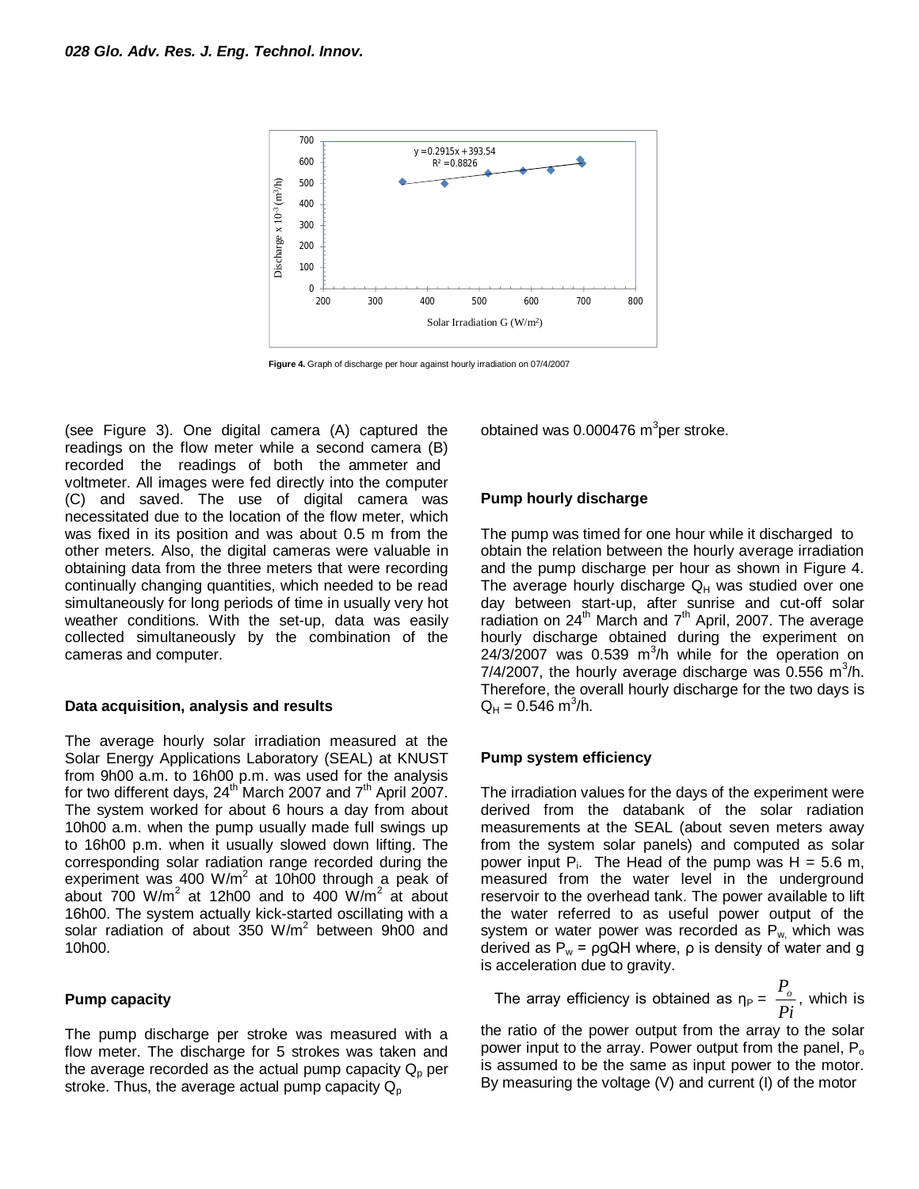Figure 4. Graph of discharge per hour against hourly irradiation on 07/4/2007

(see Figure 3). One digital camera (A) captured the readings on the flow meter while a second camera (B) recorded the readings of both the ammeter and voltmeter. All images were fed directly into the computer (C) and saved. The use of digital camera was necessitated due to the location of the flow meter, which was fixed in its position and was about 0.5 m from the other meters. Also, the digital cameras were valuable in obtaining data from the three meters that were recording continually changing quantities, which needed to be read simultaneously for long periods of time in usually very hot weather conditions. With the set-up, data was easily collected simultaneously by the combination of the cameras and computer.

### Data acquisition, analysis and results

The average hourly solar irradiation measured at the Solar Energy Applications Laboratory (SEAL) at KNUST from 9h00 a.m. to 16h00 p.m. was used for the analysis for two different days, 24th March 2007 and 7th April 2007. The system worked for about 6 hours a day from about 10h00 a.m. when the pump usually made full swings up to 16h00 p.m. when it usually slowed down lifting. The corresponding solar radiation range recorded during the experiment was 400 W/m$^2$ at 10h00 through a peak of about 700 W/m$^2$ at 12h00 and to 400 W/m$^2$ at about 16h00. The system actually kick-started oscillating with a solar radiation of about 350 W/m$^2$ between 9h00 and 10h00.

### Pump capacity

The pump discharge per stroke was measured with a flow meter. The discharge for 5 strokes was taken and the average recorded as the actual pump capacity $Q_p$ per stroke. Thus, the average actual pump capacity $Q_p$ obtained was 0.000476 m$^3$per stroke.

### Pump hourly discharge

The pump was timed for one hour while it discharged to obtain the relation between the hourly average irradiation and the pump discharge per hour as shown in Figure 4. The average hourly discharge $Q_H$ was studied over one day between start-up, after sunrise and cut-off solar radiation on 24th March and 7th April, 2007. The average hourly discharge obtained during the experiment on 24/3/2007 was 0.539 m$^3$/h while for the operation on 7/4/2007, the hourly average discharge was 0.556 m$^3$/h. Therefore, the overall hourly discharge for the two days is $Q_H$ = 0.546 m$^3$/h.

### Pump system efficiency

The irradiation values for the days of the experiment were derived from the databank of the solar radiation measurements at the SEAL (about seven meters away from the system solar panels) and computed as solar power input $P_i$. The Head of the pump was H = 5.6 m, measured from the water level in the underground reservoir to the overhead tank. The power available to lift the water referred to as useful power output of the system or water power was recorded as $P_w$, which was derived as $P_w = \rho gQH$ where, $\rho$ is density of water and g is acceleration due to gravity.

The array efficiency is obtained as $\eta_P = \dfrac{P_o}{Pi}$, which is the ratio of the power output from the array to the solar power input to the array. Power output from the panel, $P_o$ is assumed to be the same as input power to the motor. By measuring the voltage (V) and current (I) of the motor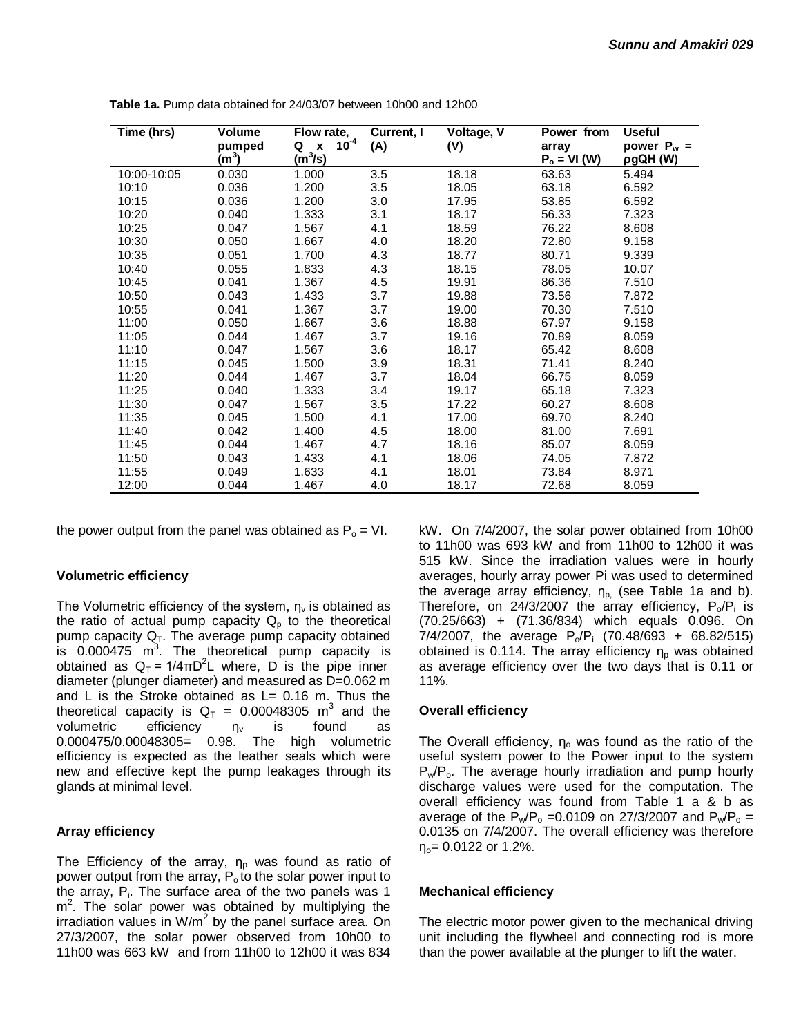**Table 1a.** Pump data obtained for 24/03/07 between 10h00 and 12h00

| Time (hrs) | Volume pumped ($m^3$) | Flow rate, Q x $10^{-4}$ ($m^3/s$) | Current, I (A) | Voltage, V (V) | Power from array $P_o = VI$ (W) | Useful power $P_w = \rho gQH$ (W) |
|---|---|---|---|---|---|---|
| 10:00-10:05 | 0.030 | 1.000 | 3.5 | 18.18 | 63.63 | 5.494 |
| 10:10 | 0.036 | 1.200 | 3.5 | 18.05 | 63.18 | 6.592 |
| 10:15 | 0.036 | 1.200 | 3.0 | 17.95 | 53.85 | 6.592 |
| 10:20 | 0.040 | 1.333 | 3.1 | 18.17 | 56.33 | 7.323 |
| 10:25 | 0.047 | 1.567 | 4.1 | 18.59 | 76.22 | 8.608 |
| 10:30 | 0.050 | 1.667 | 4.0 | 18.20 | 72.80 | 9.158 |
| 10:35 | 0.051 | 1.700 | 4.3 | 18.77 | 80.71 | 9.339 |
| 10:40 | 0.055 | 1.833 | 4.3 | 18.15 | 78.05 | 10.07 |
| 10:45 | 0.041 | 1.367 | 4.5 | 19.91 | 86.36 | 7.510 |
| 10:50 | 0.043 | 1.433 | 3.7 | 19.88 | 73.56 | 7.872 |
| 10:55 | 0.041 | 1.367 | 3.7 | 19.00 | 70.30 | 7.510 |
| 11:00 | 0.050 | 1.667 | 3.6 | 18.88 | 67.97 | 9.158 |
| 11:05 | 0.044 | 1.467 | 3.7 | 19.16 | 70.89 | 8.059 |
| 11:10 | 0.047 | 1.567 | 3.6 | 18.17 | 65.42 | 8.608 |
| 11:15 | 0.045 | 1.500 | 3.9 | 18.31 | 71.41 | 8.240 |
| 11:20 | 0.044 | 1.467 | 3.7 | 18.04 | 66.75 | 8.059 |
| 11:25 | 0.040 | 1.333 | 3.4 | 19.17 | 65.18 | 7.323 |
| 11:30 | 0.047 | 1.567 | 3.5 | 17.22 | 60.27 | 8.608 |
| 11:35 | 0.045 | 1.500 | 4.1 | 17.00 | 69.70 | 8.240 |
| 11:40 | 0.042 | 1.400 | 4.5 | 18.00 | 81.00 | 7.691 |
| 11:45 | 0.044 | 1.467 | 4.7 | 18.16 | 85.07 | 8.059 |
| 11:50 | 0.043 | 1.433 | 4.1 | 18.06 | 74.05 | 7.872 |
| 11:55 | 0.049 | 1.633 | 4.1 | 18.01 | 73.84 | 8.971 |
| 12:00 | 0.044 | 1.467 | 4.0 | 18.17 | 72.68 | 8.059 |

the power output from the panel was obtained as $P_o = VI$.

### Volumetric efficiency

The Volumetric efficiency of the system, $\eta_v$ is obtained as the ratio of actual pump capacity $Q_p$ to the theoretical pump capacity $Q_T$. The average pump capacity obtained is 0.000475 $m^3$. The theoretical pump capacity is obtained as $Q_T = 1/4\pi D^2 L$ where, D is the pipe inner diameter (plunger diameter) and measured as D=0.062 m and L is the Stroke obtained as L= 0.16 m. Thus the theoretical capacity is $Q_T$ = 0.00048305 $m^3$ and the volumetric efficiency $\eta_v$ is found as 0.000475/0.00048305= 0.98. The high volumetric efficiency is expected as the leather seals which were new and effective kept the pump leakages through its glands at minimal level.

### Array efficiency

The Efficiency of the array, $\eta_p$ was found as ratio of power output from the array, $P_o$ to the solar power input to the array, $P_i$. The surface area of the two panels was 1 $m^2$. The solar power was obtained by multiplying the irradiation values in W/$m^2$ by the panel surface area. On 27/3/2007, the solar power observed from 10h00 to 11h00 was 663 kW and from 11h00 to 12h00 it was 834 kW. On 7/4/2007, the solar power obtained from 10h00 to 11h00 was 693 kW and from 11h00 to 12h00 it was 515 kW. Since the irradiation values were in hourly averages, hourly array power Pi was used to determined the average array efficiency, $\eta_p$, (see Table 1a and b). Therefore, on 24/3/2007 the array efficiency, $P_o/P_i$ is (70.25/663) + (71.36/834) which equals 0.096. On 7/4/2007, the average $P_o/P_i$ (70.48/693 + 68.82/515) obtained is 0.114. The array efficiency $\eta_p$ was obtained as average efficiency over the two days that is 0.11 or 11%.

### Overall efficiency

The Overall efficiency, $\eta_o$ was found as the ratio of the useful system power to the Power input to the system $P_w/P_o$. The average hourly irradiation and pump hourly discharge values were used for the computation. The overall efficiency was found from Table 1 a & b as average of the $P_w/P_o$ =0.0109 on 27/3/2007 and $P_w/P_o$ = 0.0135 on 7/4/2007. The overall efficiency was therefore $\eta_o$= 0.0122 or 1.2%.

### Mechanical efficiency

The electric motor power given to the mechanical driving unit including the flywheel and connecting rod is more than the power available at the plunger to lift the water.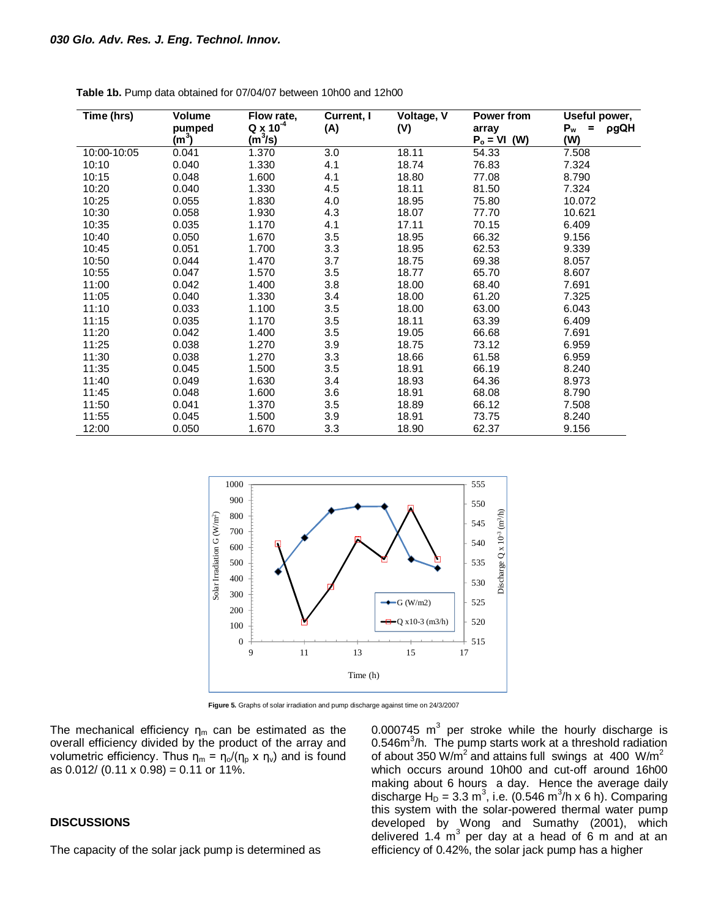**Table 1b.** Pump data obtained for 07/04/07 between 10h00 and 12h00

| Time (hrs) | Volume pumped ($m^3$) | Flow rate, $Q \times 10^{-4}$ ($m^3/s$) | Current, I (A) | Voltage, V (V) | Power from array $P_o = VI$ (W) | Useful power, $P_w = \rho gQH$ (W) |
|---|---|---|---|---|---|---|
| 10:00-10:05 | 0.041 | 1.370 | 3.0 | 18.11 | 54.33 | 7.508 |
| 10:10 | 0.040 | 1.330 | 4.1 | 18.74 | 76.83 | 7.324 |
| 10:15 | 0.048 | 1.600 | 4.1 | 18.80 | 77.08 | 8.790 |
| 10:20 | 0.040 | 1.330 | 4.5 | 18.11 | 81.50 | 7.324 |
| 10:25 | 0.055 | 1.830 | 4.0 | 18.95 | 75.80 | 10.072 |
| 10:30 | 0.058 | 1.930 | 4.3 | 18.07 | 77.70 | 10.621 |
| 10:35 | 0.035 | 1.170 | 4.1 | 17.11 | 70.15 | 6.409 |
| 10:40 | 0.050 | 1.670 | 3.5 | 18.95 | 66.32 | 9.156 |
| 10:45 | 0.051 | 1.700 | 3.3 | 18.95 | 62.53 | 9.339 |
| 10:50 | 0.044 | 1.470 | 3.7 | 18.75 | 69.38 | 8.057 |
| 10:55 | 0.047 | 1.570 | 3.5 | 18.77 | 65.70 | 8.607 |
| 11:00 | 0.042 | 1.400 | 3.8 | 18.00 | 68.40 | 7.691 |
| 11:05 | 0.040 | 1.330 | 3.4 | 18.00 | 61.20 | 7.325 |
| 11:10 | 0.033 | 1.100 | 3.5 | 18.00 | 63.00 | 6.043 |
| 11:15 | 0.035 | 1.170 | 3.5 | 18.11 | 63.39 | 6.409 |
| 11:20 | 0.042 | 1.400 | 3.5 | 19.05 | 66.68 | 7.691 |
| 11:25 | 0.038 | 1.270 | 3.9 | 18.75 | 73.12 | 6.959 |
| 11:30 | 0.038 | 1.270 | 3.3 | 18.66 | 61.58 | 6.959 |
| 11:35 | 0.045 | 1.500 | 3.5 | 18.91 | 66.19 | 8.240 |
| 11:40 | 0.049 | 1.630 | 3.4 | 18.93 | 64.36 | 8.973 |
| 11:45 | 0.048 | 1.600 | 3.6 | 18.91 | 68.08 | 8.790 |
| 11:50 | 0.041 | 1.370 | 3.5 | 18.89 | 66.12 | 7.508 |
| 11:55 | 0.045 | 1.500 | 3.9 | 18.91 | 73.75 | 8.240 |
| 12:00 | 0.050 | 1.670 | 3.3 | 18.90 | 62.37 | 9.156 |

**Figure 5.** Graphs of solar irradiation and pump discharge against time on 24/3/2007

The mechanical efficiency $\eta_m$ can be estimated as the overall efficiency divided by the product of the array and volumetric efficiency. Thus $\eta_m = \eta_o/(\eta_p \times \eta_v)$ and is found as 0.012/ (0.11 x 0.98) = 0.11 or 11%.

## DISCUSSIONS

The capacity of the solar jack pump is determined as 0.000745 $m^3$ per stroke while the hourly discharge is 0.546$m^3$/h. The pump starts work at a threshold radiation of about 350 W/$m^2$ and attains full swings at 400 W/$m^2$ which occurs around 10h00 and cut-off around 16h00 making about 6 hours a day. Hence the average daily discharge $H_D$ = 3.3 $m^3$, i.e. (0.546 $m^3$/h x 6 h). Comparing this system with the solar-powered thermal water pump developed by Wong and Sumathy (2001), which delivered 1.4 $m^3$ per day at a head of 6 m and at an efficiency of 0.42%, the solar jack pump has a higher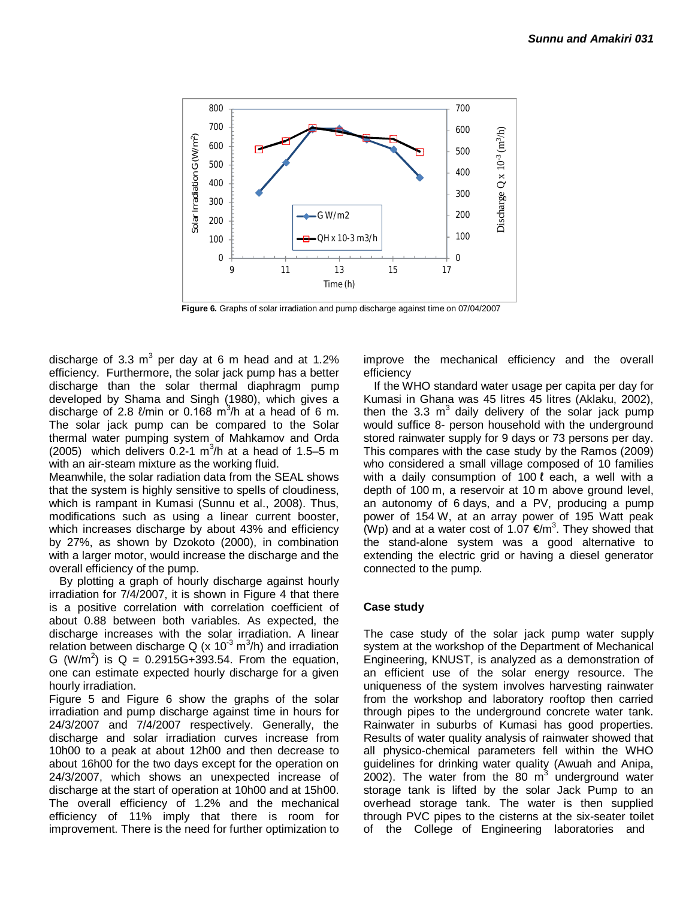Figure 6. Graphs of solar irradiation and pump discharge against time on 07/04/2007

discharge of 3.3 $m^3$ per day at 6 m head and at 1.2% efficiency. Furthermore, the solar jack pump has a better discharge than the solar thermal diaphragm pump developed by Shama and Singh (1980), which gives a discharge of 2.8 ℓ/min or 0.168 $m^3$/h at a head of 6 m. The solar jack pump can be compared to the Solar thermal water pumping system of Mahkamov and Orda (2005) which delivers 0.2-1 $m^3$/h at a head of 1.5–5 m with an air-steam mixture as the working fluid.

Meanwhile, the solar radiation data from the SEAL shows that the system is highly sensitive to spells of cloudiness, which is rampant in Kumasi (Sunnu et al., 2008). Thus, modifications such as using a linear current booster, which increases discharge by about 43% and efficiency by 27%, as shown by Dzokoto (2000), in combination with a larger motor, would increase the discharge and the overall efficiency of the pump.

By plotting a graph of hourly discharge against hourly irradiation for 7/4/2007, it is shown in Figure 4 that there is a positive correlation with correlation coefficient of about 0.88 between both variables. As expected, the discharge increases with the solar irradiation. A linear relation between discharge Q (x $10^{-3}$ $m^3$/h) and irradiation G (W/$m^2$) is Q = 0.2915G+393.54. From the equation, one can estimate expected hourly discharge for a given hourly irradiation.

Figure 5 and Figure 6 show the graphs of the solar irradiation and pump discharge against time in hours for 24/3/2007 and 7/4/2007 respectively. Generally, the discharge and solar irradiation curves increase from 10h00 to a peak at about 12h00 and then decrease to about 16h00 for the two days except for the operation on 24/3/2007, which shows an unexpected increase of discharge at the start of operation at 10h00 and at 15h00. The overall efficiency of 1.2% and the mechanical efficiency of 11% imply that there is room for improvement. There is the need for further optimization to improve the mechanical efficiency and the overall efficiency

If the WHO standard water usage per capita per day for Kumasi in Ghana was 45 litres 45 litres (Aklaku, 2002), then the 3.3 $m^3$ daily delivery of the solar jack pump would suffice 8- person household with the underground stored rainwater supply for 9 days or 73 persons per day. This compares with the case study by the Ramos (2009) who considered a small village composed of 10 families with a daily consumption of 100 ℓ each, a well with a depth of 100 m, a reservoir at 10 m above ground level, an autonomy of 6 days, and a PV, producing a pump power of 154 W, at an array power of 195 Watt peak (Wp) and at a water cost of 1.07 €/$m^3$. They showed that the stand-alone system was a good alternative to extending the electric grid or having a diesel generator connected to the pump.

## Case study

The case study of the solar jack pump water supply system at the workshop of the Department of Mechanical Engineering, KNUST, is analyzed as a demonstration of an efficient use of the solar energy resource. The uniqueness of the system involves harvesting rainwater from the workshop and laboratory rooftop then carried through pipes to the underground concrete water tank. Rainwater in suburbs of Kumasi has good properties. Results of water quality analysis of rainwater showed that all physico-chemical parameters fell within the WHO guidelines for drinking water quality (Awuah and Anipa, 2002). The water from the 80 $m^3$ underground water storage tank is lifted by the solar Jack Pump to an overhead storage tank. The water is then supplied through PVC pipes to the cisterns at the six-seater toilet of the College of Engineering laboratories and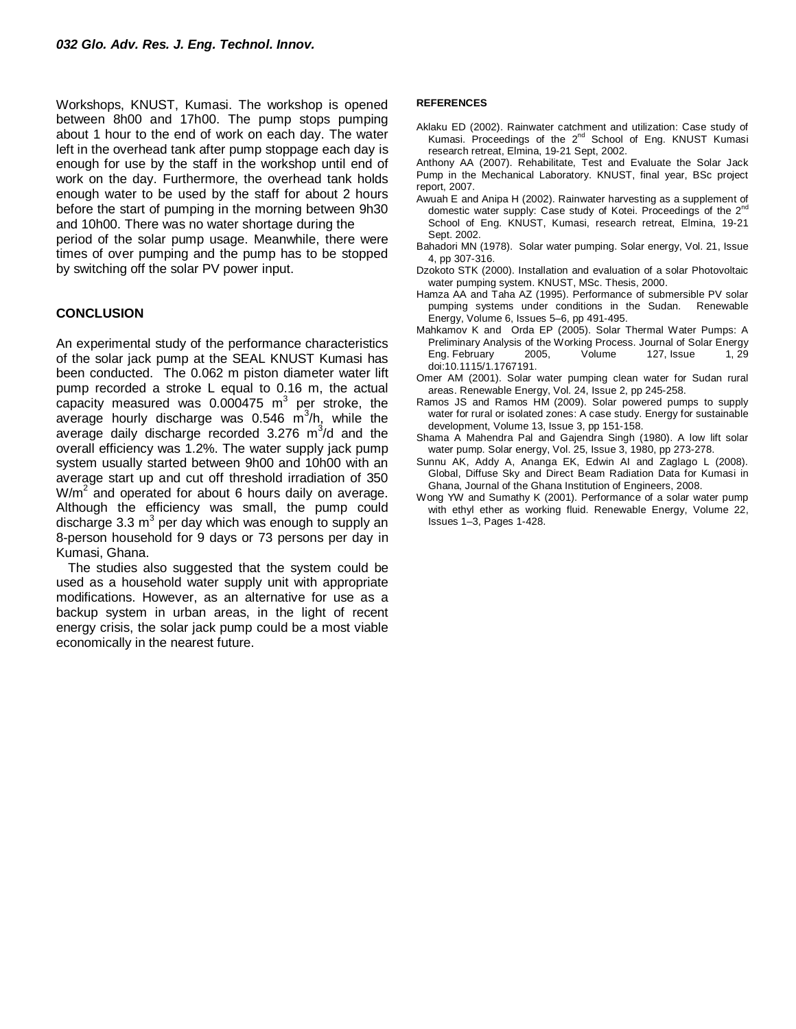Workshops, KNUST, Kumasi. The workshop is opened between 8h00 and 17h00. The pump stops pumping about 1 hour to the end of work on each day. The water left in the overhead tank after pump stoppage each day is enough for use by the staff in the workshop until end of work on the day. Furthermore, the overhead tank holds enough water to be used by the staff for about 2 hours before the start of pumping in the morning between 9h30 and 10h00. There was no water shortage during the period of the solar pump usage. Meanwhile, there were times of over pumping and the pump has to be stopped by switching off the solar PV power input.

## CONCLUSION

An experimental study of the performance characteristics of the solar jack pump at the SEAL KNUST Kumasi has been conducted. The 0.062 m piston diameter water lift pump recorded a stroke L equal to 0.16 m, the actual capacity measured was 0.000475 $m^3$ per stroke, the average hourly discharge was 0.546 $m^3/h$, while the average daily discharge recorded 3.276 $m^3/d$ and the overall efficiency was 1.2%. The water supply jack pump system usually started between 9h00 and 10h00 with an average start up and cut off threshold irradiation of 350 $W/m^2$ and operated for about 6 hours daily on average. Although the efficiency was small, the pump could discharge 3.3 $m^3$ per day which was enough to supply an 8-person household for 9 days or 73 persons per day in Kumasi, Ghana.

The studies also suggested that the system could be used as a household water supply unit with appropriate modifications. However, as an alternative for use as a backup system in urban areas, in the light of recent energy crisis, the solar jack pump could be a most viable economically in the nearest future.

#### REFERENCES

Aklaku ED (2002). Rainwater catchment and utilization: Case study of Kumasi. Proceedings of the 2nd School of Eng. KNUST Kumasi research retreat, Elmina, 19-21 Sept, 2002.

Anthony AA (2007). Rehabilitate, Test and Evaluate the Solar Jack Pump in the Mechanical Laboratory. KNUST, final year, BSc project report, 2007.

Awuah E and Anipa H (2002). Rainwater harvesting as a supplement of domestic water supply: Case study of Kotei. Proceedings of the 2nd School of Eng. KNUST, Kumasi, research retreat, Elmina, 19-21 Sept. 2002.

Bahadori MN (1978). Solar water pumping. Solar energy, Vol. 21, Issue 4, pp 307-316.

Dzokoto STK (2000). Installation and evaluation of a solar Photovoltaic water pumping system. KNUST, MSc. Thesis, 2000.

Hamza AA and Taha AZ (1995). Performance of submersible PV solar pumping systems under conditions in the Sudan. Renewable Energy, Volume 6, Issues 5–6, pp 491-495.

Mahkamov K and Orda EP (2005). Solar Thermal Water Pumps: A Preliminary Analysis of the Working Process. Journal of Solar Energy Eng. February 2005, Volume 127, Issue 1, 29 doi:10.1115/1.1767191.

Omer AM (2001). Solar water pumping clean water for Sudan rural areas. Renewable Energy, Vol. 24, Issue 2, pp 245-258.

Ramos JS and Ramos HM (2009). Solar powered pumps to supply water for rural or isolated zones: A case study. Energy for sustainable development, Volume 13, Issue 3, pp 151-158.

Shama A Mahendra Pal and Gajendra Singh (1980). A low lift solar water pump. Solar energy, Vol. 25, Issue 3, 1980, pp 273-278.

Sunnu AK, Addy A, Ananga EK, Edwin AI and Zaglago L (2008). Global, Diffuse Sky and Direct Beam Radiation Data for Kumasi in Ghana, Journal of the Ghana Institution of Engineers, 2008.

Wong YW and Sumathy K (2001). Performance of a solar water pump with ethyl ether as working fluid. Renewable Energy, Volume 22, Issues 1–3, Pages 1-428.